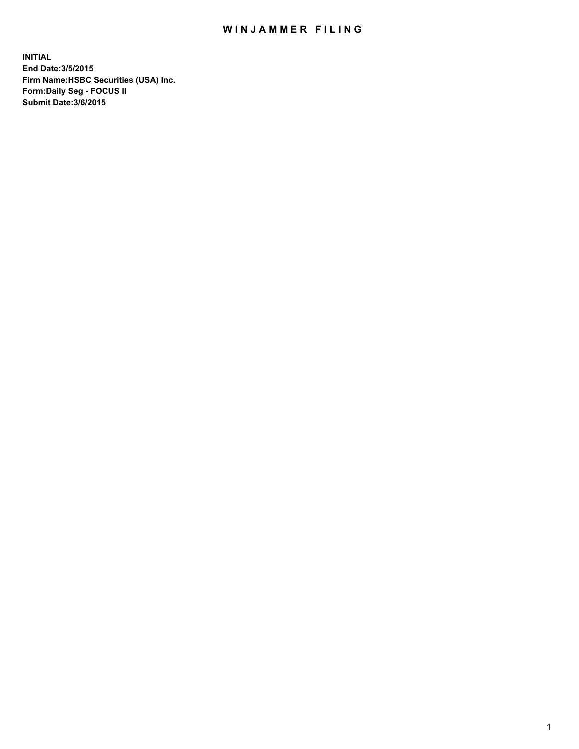# WINJAMMER FILING

**INITIAL**
**End Date:3/5/2015**
**Firm Name:HSBC Securities (USA) Inc.**
**Form:Daily Seg - FOCUS II**
**Submit Date:3/6/2015**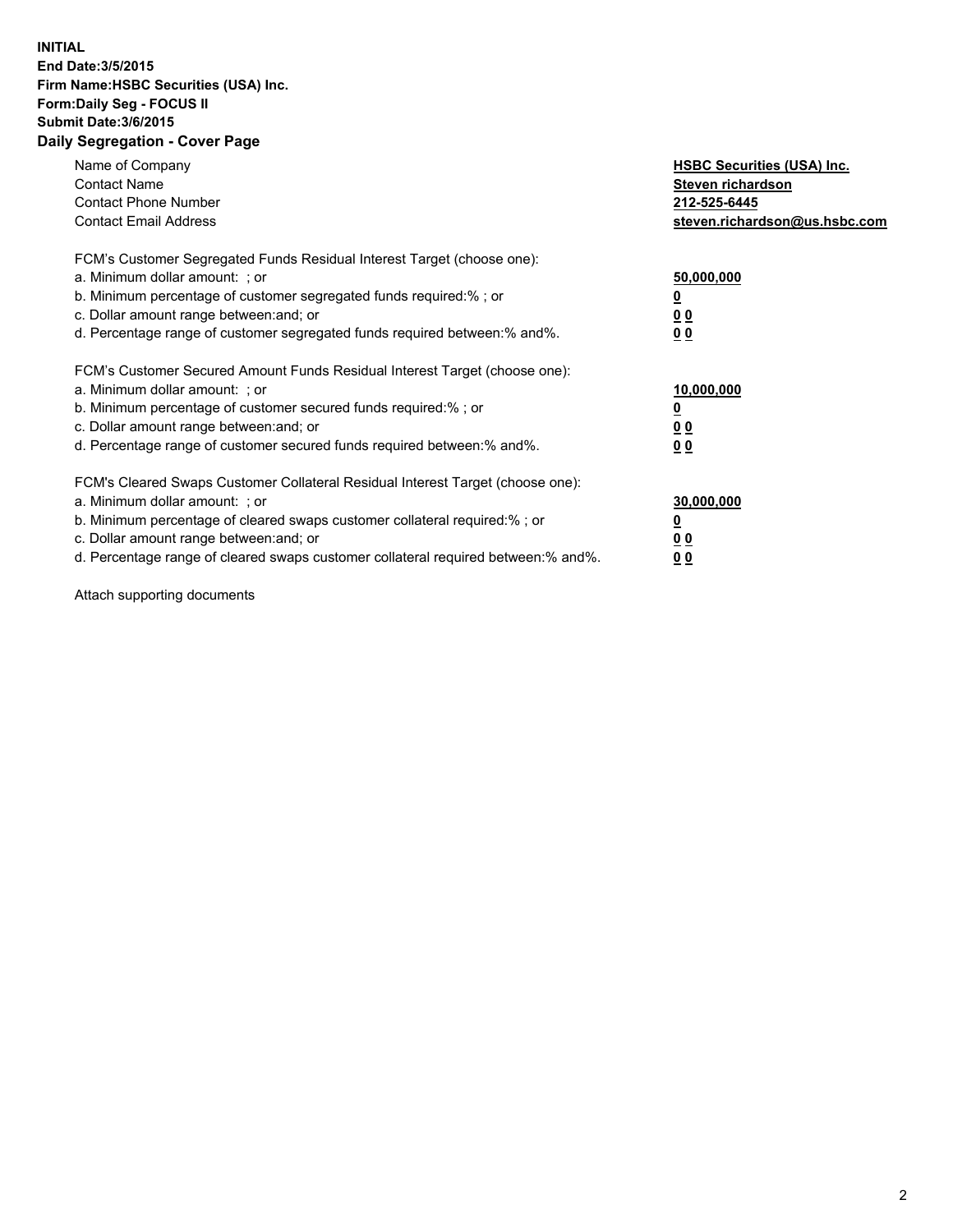**INITIAL**
**End Date:3/5/2015**
**Firm Name:HSBC Securities (USA) Inc.**
**Form:Daily Seg - FOCUS II**
**Submit Date:3/6/2015**

## Daily Segregation - Cover Page

| | |
|---|---|
| Name of Company | **HSBC Securities (USA) Inc.** |
| Contact Name | **Steven richardson** |
| Contact Phone Number | **212-525-6445** |
| Contact Email Address | **steven.richardson@us.hsbc.com** |

| | |
|---|---|
| FCM's Customer Segregated Funds Residual Interest Target (choose one): | |
| a. Minimum dollar amount: ; or | **50,000,000** |
| b. Minimum percentage of customer segregated funds required:% ; or | **0** |
| c. Dollar amount range between:and; or | **0 0** |
| d. Percentage range of customer segregated funds required between:% and%. | **0 0** |

| | |
|---|---|
| FCM's Customer Secured Amount Funds Residual Interest Target (choose one): | |
| a. Minimum dollar amount: ; or | **10,000,000** |
| b. Minimum percentage of customer secured funds required:% ; or | **0** |
| c. Dollar amount range between:and; or | **0 0** |
| d. Percentage range of customer secured funds required between:% and%. | **0 0** |

| | |
|---|---|
| FCM's Cleared Swaps Customer Collateral Residual Interest Target (choose one): | |
| a. Minimum dollar amount: ; or | **30,000,000** |
| b. Minimum percentage of cleared swaps customer collateral required:% ; or | **0** |
| c. Dollar amount range between:and; or | **0 0** |
| d. Percentage range of cleared swaps customer collateral required between:% and%. | **0 0** |

Attach supporting documents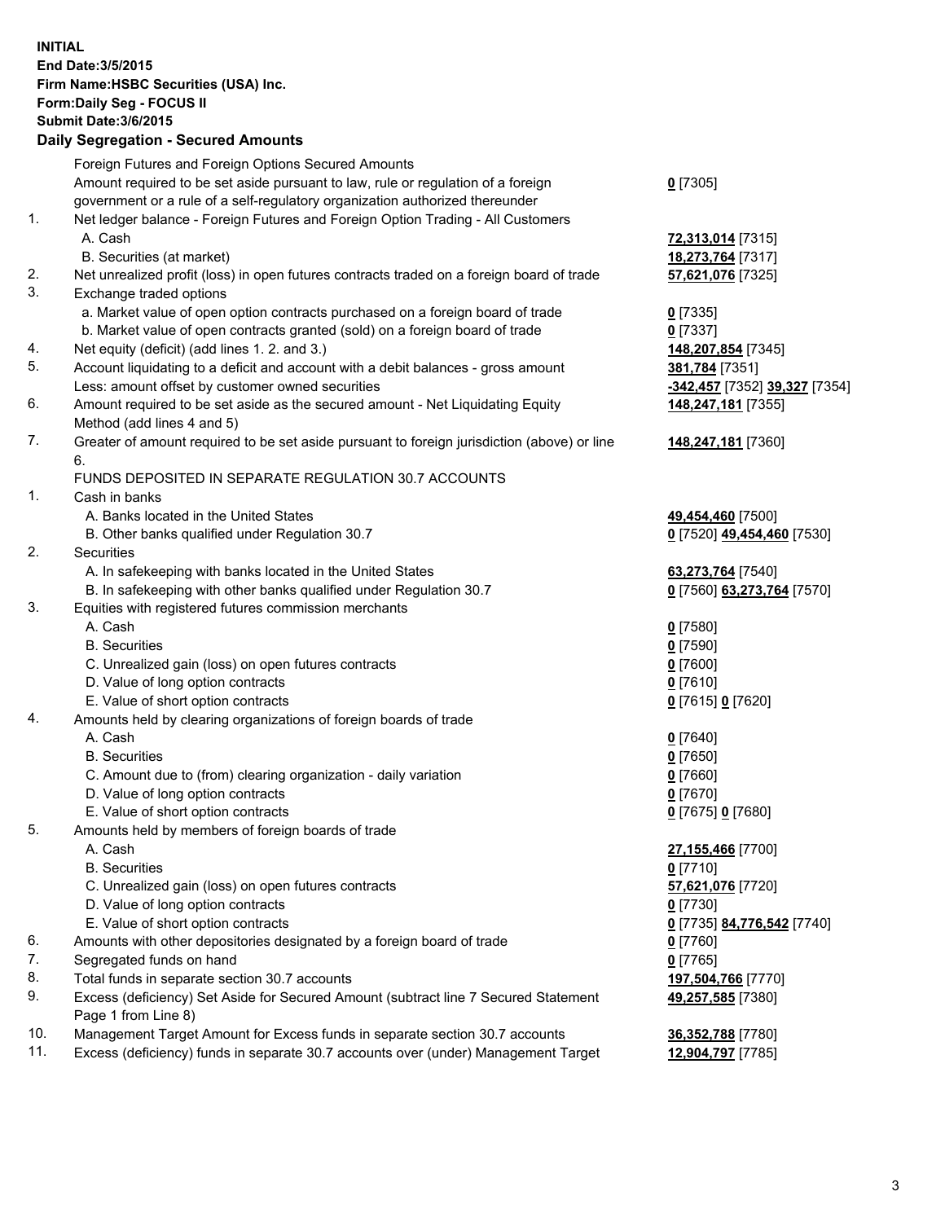**INITIAL**
**End Date:3/5/2015**
**Firm Name:HSBC Securities (USA) Inc.**
**Form:Daily Seg - FOCUS II**
**Submit Date:3/6/2015**

## Daily Segregation - Secured Amounts

| | | |
|---|---|---|
| | Foreign Futures and Foreign Options Secured Amounts | |
| | Amount required to be set aside pursuant to law, rule or regulation of a foreign government or a rule of a self-regulatory organization authorized thereunder | **0** [7305] |
| 1. | Net ledger balance - Foreign Futures and Foreign Option Trading - All Customers | |
| | A. Cash | **72,313,014** [7315] |
| | B. Securities (at market) | **18,273,764** [7317] |
| 2. | Net unrealized profit (loss) in open futures contracts traded on a foreign board of trade | **57,621,076** [7325] |
| 3. | Exchange traded options | |
| | a. Market value of open option contracts purchased on a foreign board of trade | **0** [7335] |
| | b. Market value of open contracts granted (sold) on a foreign board of trade | **0** [7337] |
| 4. | Net equity (deficit) (add lines 1. 2. and 3.) | **148,207,854** [7345] |
| 5. | Account liquidating to a deficit and account with a debit balances - gross amount | **381,784** [7351] |
| | Less: amount offset by customer owned securities | **-342,457** [7352] **39,327** [7354] |
| 6. | Amount required to be set aside as the secured amount - Net Liquidating Equity Method (add lines 4 and 5) | **148,247,181** [7355] |
| 7. | Greater of amount required to be set aside pursuant to foreign jurisdiction (above) or line 6. | **148,247,181** [7360] |
| | FUNDS DEPOSITED IN SEPARATE REGULATION 30.7 ACCOUNTS | |
| 1. | Cash in banks | |
| | A. Banks located in the United States | **49,454,460** [7500] |
| | B. Other banks qualified under Regulation 30.7 | **0** [7520] **49,454,460** [7530] |
| 2. | Securities | |
| | A. In safekeeping with banks located in the United States | **63,273,764** [7540] |
| | B. In safekeeping with other banks qualified under Regulation 30.7 | **0** [7560] **63,273,764** [7570] |
| 3. | Equities with registered futures commission merchants | |
| | A. Cash | **0** [7580] |
| | B. Securities | **0** [7590] |
| | C. Unrealized gain (loss) on open futures contracts | **0** [7600] |
| | D. Value of long option contracts | **0** [7610] |
| | E. Value of short option contracts | **0** [7615] **0** [7620] |
| 4. | Amounts held by clearing organizations of foreign boards of trade | |
| | A. Cash | **0** [7640] |
| | B. Securities | **0** [7650] |
| | C. Amount due to (from) clearing organization - daily variation | **0** [7660] |
| | D. Value of long option contracts | **0** [7670] |
| | E. Value of short option contracts | **0** [7675] **0** [7680] |
| 5. | Amounts held by members of foreign boards of trade | |
| | A. Cash | **27,155,466** [7700] |
| | B. Securities | **0** [7710] |
| | C. Unrealized gain (loss) on open futures contracts | **57,621,076** [7720] |
| | D. Value of long option contracts | **0** [7730] |
| | E. Value of short option contracts | **0** [7735] **84,776,542** [7740] |
| 6. | Amounts with other depositories designated by a foreign board of trade | **0** [7760] |
| 7. | Segregated funds on hand | **0** [7765] |
| 8. | Total funds in separate section 30.7 accounts | **197,504,766** [7770] |
| 9. | Excess (deficiency) Set Aside for Secured Amount (subtract line 7 Secured Statement Page 1 from Line 8) | **49,257,585** [7380] |
| 10. | Management Target Amount for Excess funds in separate section 30.7 accounts | **36,352,788** [7780] |
| 11. | Excess (deficiency) funds in separate 30.7 accounts over (under) Management Target | **12,904,797** [7785] |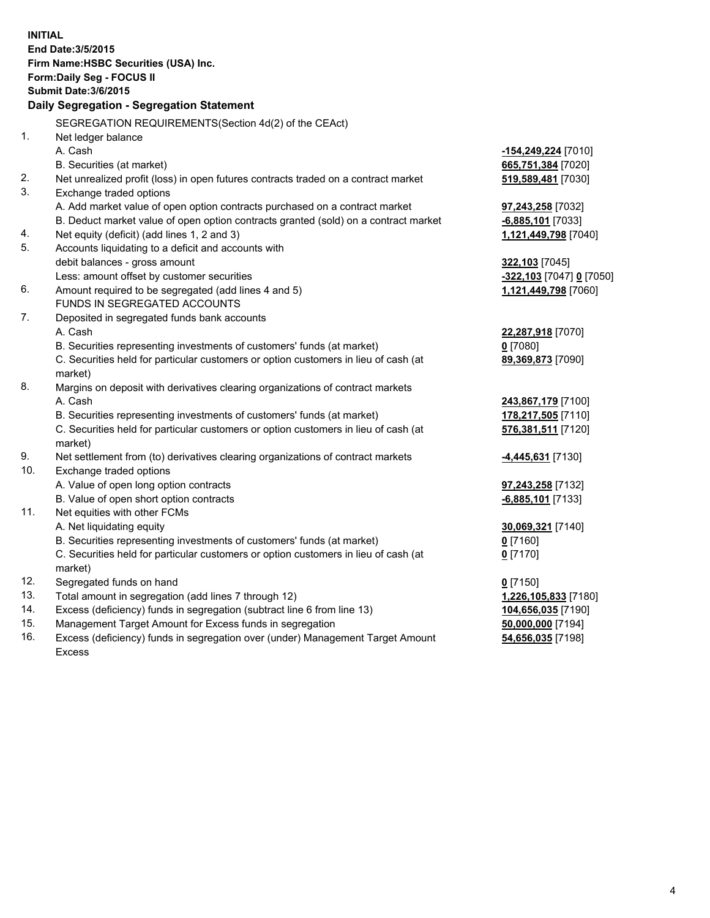**INITIAL**
**End Date:3/5/2015**
**Firm Name:HSBC Securities (USA) Inc.**
**Form:Daily Seg - FOCUS II**
**Submit Date:3/6/2015**

## Daily Segregation - Segregation Statement

SEGREGATION REQUIREMENTS(Section 4d(2) of the CEAct)

| | | |
|---|---|---|
| 1. | Net ledger balance | |
| | A. Cash | **-154,249,224** [7010] |
| | B. Securities (at market) | **665,751,384** [7020] |
| 2. | Net unrealized profit (loss) in open futures contracts traded on a contract market | **519,589,481** [7030] |
| 3. | Exchange traded options | |
| | A. Add market value of open option contracts purchased on a contract market | **97,243,258** [7032] |
| | B. Deduct market value of open option contracts granted (sold) on a contract market | **-6,885,101** [7033] |
| 4. | Net equity (deficit) (add lines 1, 2 and 3) | **1,121,449,798** [7040] |
| 5. | Accounts liquidating to a deficit and accounts with debit balances - gross amount | **322,103** [7045] |
| | Less: amount offset by customer securities | **-322,103** [7047] **0** [7050] |
| 6. | Amount required to be segregated (add lines 4 and 5) | **1,121,449,798** [7060] |
| | FUNDS IN SEGREGATED ACCOUNTS | |
| 7. | Deposited in segregated funds bank accounts | |
| | A. Cash | **22,287,918** [7070] |
| | B. Securities representing investments of customers' funds (at market) | **0** [7080] |
| | C. Securities held for particular customers or option customers in lieu of cash (at market) | **89,369,873** [7090] |
| 8. | Margins on deposit with derivatives clearing organizations of contract markets | |
| | A. Cash | **243,867,179** [7100] |
| | B. Securities representing investments of customers' funds (at market) | **178,217,505** [7110] |
| | C. Securities held for particular customers or option customers in lieu of cash (at market) | **576,381,511** [7120] |
| 9. | Net settlement from (to) derivatives clearing organizations of contract markets | **-4,445,631** [7130] |
| 10. | Exchange traded options | |
| | A. Value of open long option contracts | **97,243,258** [7132] |
| | B. Value of open short option contracts | **-6,885,101** [7133] |
| 11. | Net equities with other FCMs | |
| | A. Net liquidating equity | **30,069,321** [7140] |
| | B. Securities representing investments of customers' funds (at market) | **0** [7160] |
| | C. Securities held for particular customers or option customers in lieu of cash (at market) | **0** [7170] |
| 12. | Segregated funds on hand | **0** [7150] |
| 13. | Total amount in segregation (add lines 7 through 12) | **1,226,105,833** [7180] |
| 14. | Excess (deficiency) funds in segregation (subtract line 6 from line 13) | **104,656,035** [7190] |
| 15. | Management Target Amount for Excess funds in segregation | **50,000,000** [7194] |
| 16. | Excess (deficiency) funds in segregation over (under) Management Target Amount Excess | **54,656,035** [7198] |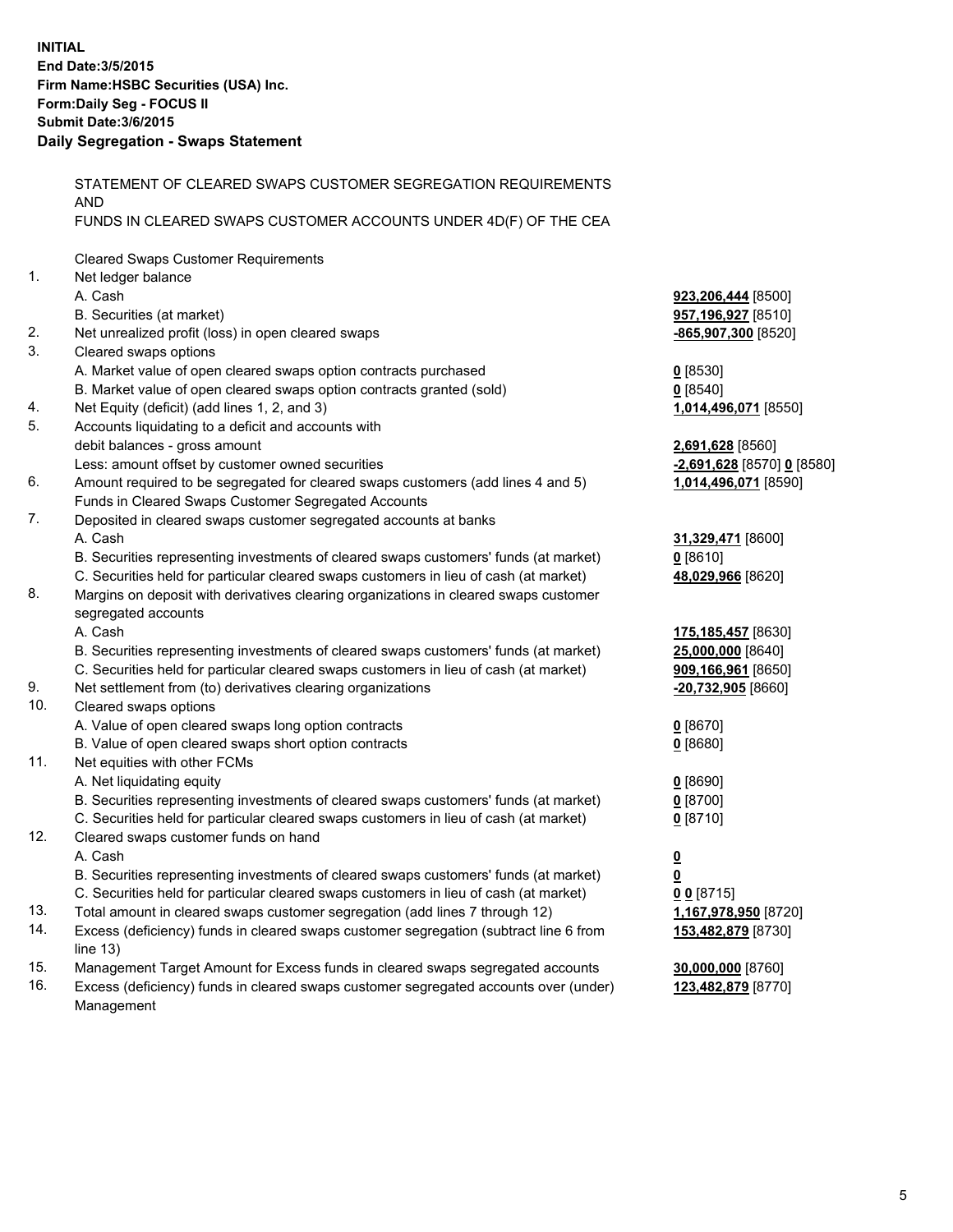**INITIAL**
**End Date:3/5/2015**
**Firm Name:HSBC Securities (USA) Inc.**
**Form:Daily Seg - FOCUS II**
**Submit Date:3/6/2015**
**Daily Segregation - Swaps Statement**

STATEMENT OF CLEARED SWAPS CUSTOMER SEGREGATION REQUIREMENTS AND
FUNDS IN CLEARED SWAPS CUSTOMER ACCOUNTS UNDER 4D(F) OF THE CEA

| | | |
|---|---|---|
| | Cleared Swaps Customer Requirements | |
| 1. | Net ledger balance | |
| | A. Cash | **923,206,444** [8500] |
| | B. Securities (at market) | **957,196,927** [8510] |
| 2. | Net unrealized profit (loss) in open cleared swaps | **-865,907,300** [8520] |
| 3. | Cleared swaps options | |
| | A. Market value of open cleared swaps option contracts purchased | **0** [8530] |
| | B. Market value of open cleared swaps option contracts granted (sold) | **0** [8540] |
| 4. | Net Equity (deficit) (add lines 1, 2, and 3) | **1,014,496,071** [8550] |
| 5. | Accounts liquidating to a deficit and accounts with debit balances - gross amount | **2,691,628** [8560] |
| | Less: amount offset by customer owned securities | **-2,691,628** [8570] **0** [8580] |
| 6. | Amount required to be segregated for cleared swaps customers (add lines 4 and 5) | **1,014,496,071** [8590] |
| | Funds in Cleared Swaps Customer Segregated Accounts | |
| 7. | Deposited in cleared swaps customer segregated accounts at banks | |
| | A. Cash | **31,329,471** [8600] |
| | B. Securities representing investments of cleared swaps customers' funds (at market) | **0** [8610] |
| | C. Securities held for particular cleared swaps customers in lieu of cash (at market) | **48,029,966** [8620] |
| 8. | Margins on deposit with derivatives clearing organizations in cleared swaps customer segregated accounts | |
| | A. Cash | **175,185,457** [8630] |
| | B. Securities representing investments of cleared swaps customers' funds (at market) | **25,000,000** [8640] |
| | C. Securities held for particular cleared swaps customers in lieu of cash (at market) | **909,166,961** [8650] |
| 9. | Net settlement from (to) derivatives clearing organizations | **-20,732,905** [8660] |
| 10. | Cleared swaps options | |
| | A. Value of open cleared swaps long option contracts | **0** [8670] |
| | B. Value of open cleared swaps short option contracts | **0** [8680] |
| 11. | Net equities with other FCMs | |
| | A. Net liquidating equity | **0** [8690] |
| | B. Securities representing investments of cleared swaps customers' funds (at market) | **0** [8700] |
| | C. Securities held for particular cleared swaps customers in lieu of cash (at market) | **0** [8710] |
| 12. | Cleared swaps customer funds on hand | |
| | A. Cash | **0** |
| | B. Securities representing investments of cleared swaps customers' funds (at market) | **0** |
| | C. Securities held for particular cleared swaps customers in lieu of cash (at market) | **0** **0** [8715] |
| 13. | Total amount in cleared swaps customer segregation (add lines 7 through 12) | **1,167,978,950** [8720] |
| 14. | Excess (deficiency) funds in cleared swaps customer segregation (subtract line 6 from line 13) | **153,482,879** [8730] |
| 15. | Management Target Amount for Excess funds in cleared swaps segregated accounts | **30,000,000** [8760] |
| 16. | Excess (deficiency) funds in cleared swaps customer segregated accounts over (under) Management | **123,482,879** [8770] |